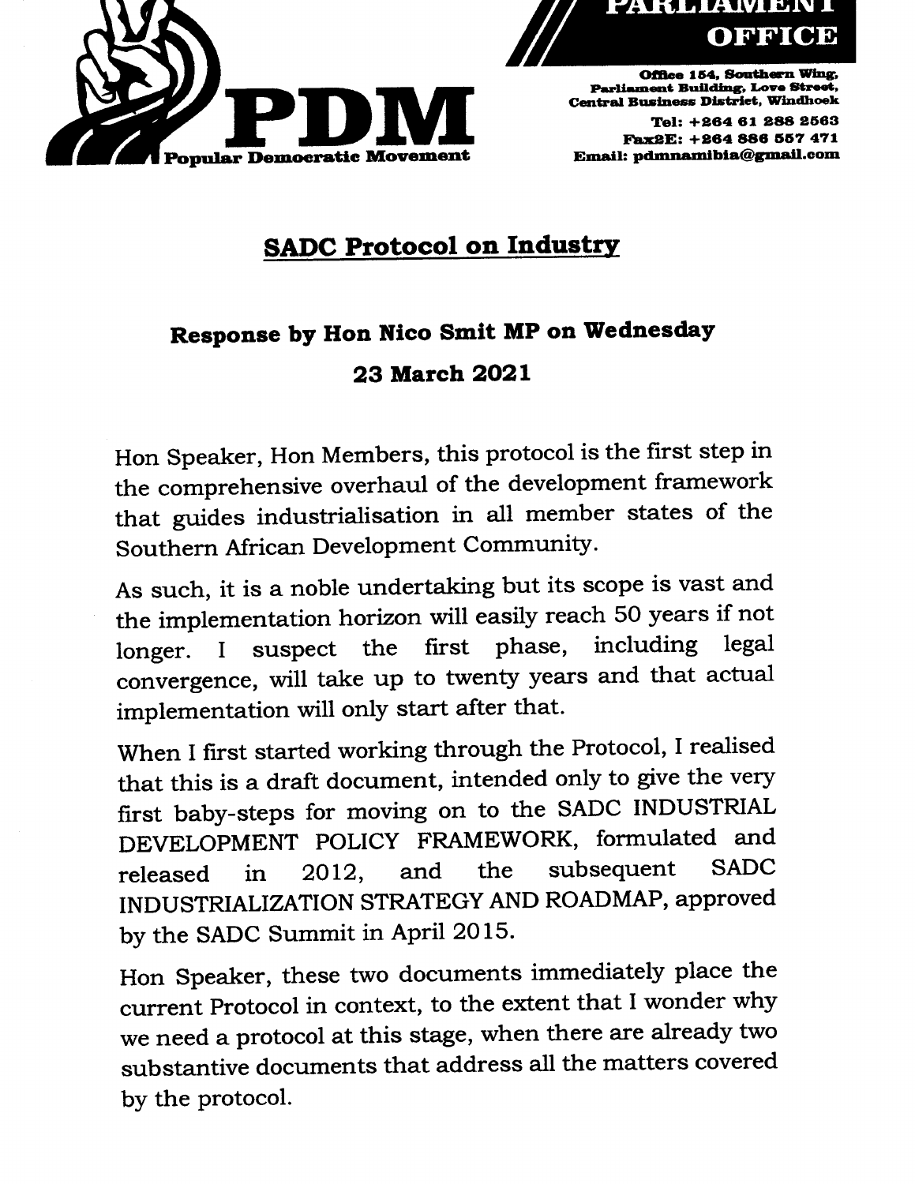**PDM**

**Popular Democratic Movement**

**PARLIAMENT OFFICE**

**Office 154, Southern Wing, Parliament Building, Love Street, Central Business District, Windhoek**
**Tel: +264 61 288 2563**
**Fax2E: +264 886 557 471**
**Email: pdmnamibia@gmail.com**

## SADC Protocol on Industry

### Response by Hon Nico Smit MP on Wednesday 23 March 2021

Hon Speaker, Hon Members, this protocol is the first step in the comprehensive overhaul of the development framework that guides industrialisation in all member states of the Southern African Development Community.

As such, it is a noble undertaking but its scope is vast and the implementation horizon will easily reach 50 years if not longer. I suspect the first phase, including legal convergence, will take up to twenty years and that actual implementation will only start after that.

When I first started working through the Protocol, I realised that this is a draft document, intended only to give the very first baby-steps for moving on to the SADC INDUSTRIAL DEVELOPMENT POLICY FRAMEWORK, formulated and released in 2012, and the subsequent SADC INDUSTRIALIZATION STRATEGY AND ROADMAP, approved by the SADC Summit in April 2015.

Hon Speaker, these two documents immediately place the current Protocol in context, to the extent that I wonder why we need a protocol at this stage, when there are already two substantive documents that address all the matters covered by the protocol.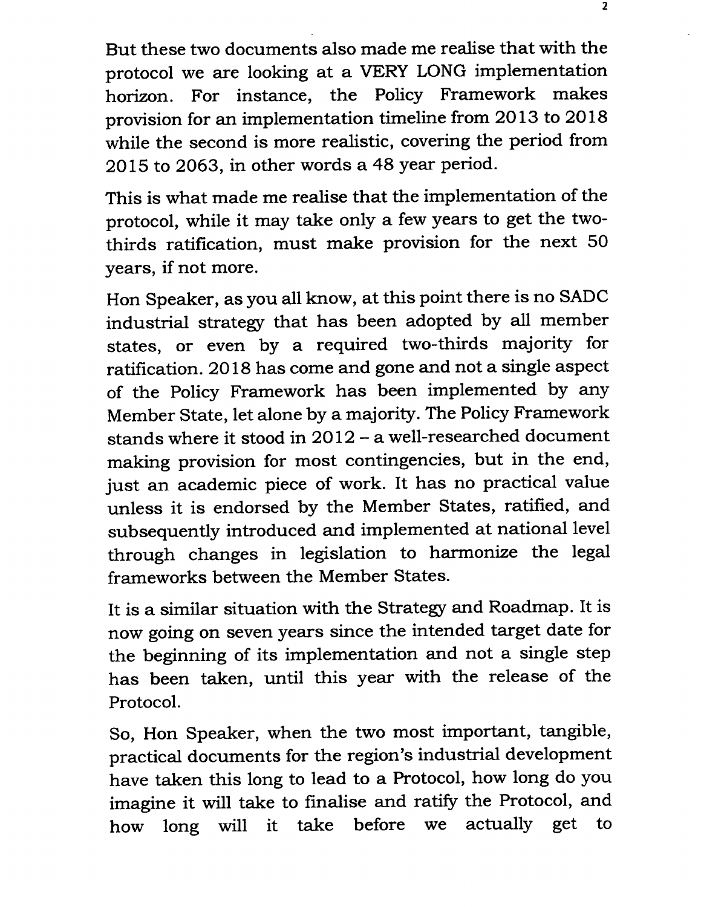But these two documents also made me realise that with the protocol we are looking at a VERY LONG implementation horizon. For instance, the Policy Framework makes provision for an implementation timeline from 2013 to 2018 while the second is more realistic, covering the period from 2015 to 2063, in other words a 48 year period.

This is what made me realise that the implementation of the protocol, while it may take only a few years to get the two-thirds ratification, must make provision for the next 50 years, if not more.

Hon Speaker, as you all know, at this point there is no SADC industrial strategy that has been adopted by all member states, or even by a required two-thirds majority for ratification. 2018 has come and gone and not a single aspect of the Policy Framework has been implemented by any Member State, let alone by a majority. The Policy Framework stands where it stood in 2012 – a well-researched document making provision for most contingencies, but in the end, just an academic piece of work. It has no practical value unless it is endorsed by the Member States, ratified, and subsequently introduced and implemented at national level through changes in legislation to harmonize the legal frameworks between the Member States.

It is a similar situation with the Strategy and Roadmap. It is now going on seven years since the intended target date for the beginning of its implementation and not a single step has been taken, until this year with the release of the Protocol.

So, Hon Speaker, when the two most important, tangible, practical documents for the region's industrial development have taken this long to lead to a Protocol, how long do you imagine it will take to finalise and ratify the Protocol, and how long will it take before we actually get to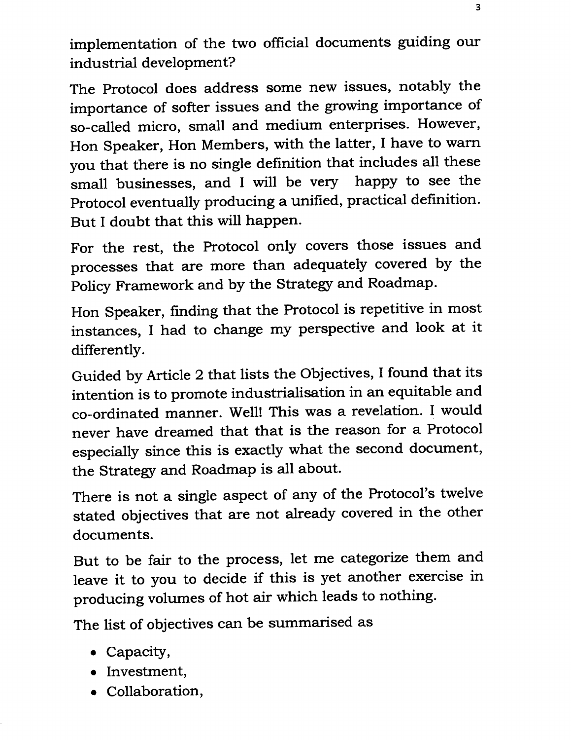implementation of the two official documents guiding our industrial development?

The Protocol does address some new issues, notably the importance of softer issues and the growing importance of so-called micro, small and medium enterprises. However, Hon Speaker, Hon Members, with the latter, I have to warn you that there is no single definition that includes all these small businesses, and I will be very happy to see the Protocol eventually producing a unified, practical definition. But I doubt that this will happen.

For the rest, the Protocol only covers those issues and processes that are more than adequately covered by the Policy Framework and by the Strategy and Roadmap.

Hon Speaker, finding that the Protocol is repetitive in most instances, I had to change my perspective and look at it differently.

Guided by Article 2 that lists the Objectives, I found that its intention is to promote industrialisation in an equitable and co-ordinated manner. Well! This was a revelation. I would never have dreamed that that is the reason for a Protocol especially since this is exactly what the second document, the Strategy and Roadmap is all about.

There is not a single aspect of any of the Protocol's twelve stated objectives that are not already covered in the other documents.

But to be fair to the process, let me categorize them and leave it to you to decide if this is yet another exercise in producing volumes of hot air which leads to nothing.

The list of objectives can be summarised as

- Capacity,
- Investment,
- Collaboration,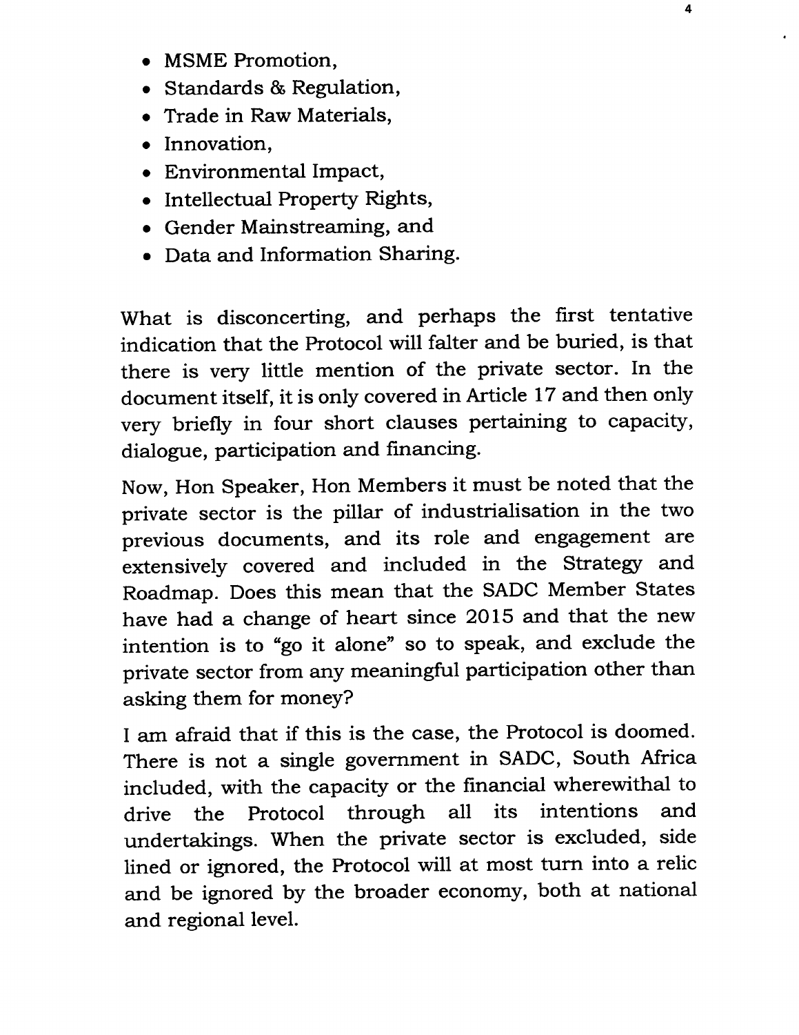- MSME Promotion,
- Standards & Regulation,
- Trade in Raw Materials,
- Innovation,
- Environmental Impact,
- Intellectual Property Rights,
- Gender Mainstreaming, and
- Data and Information Sharing.

What is disconcerting, and perhaps the first tentative indication that the Protocol will falter and be buried, is that there is very little mention of the private sector. In the document itself, it is only covered in Article 17 and then only very briefly in four short clauses pertaining to capacity, dialogue, participation and financing.

Now, Hon Speaker, Hon Members it must be noted that the private sector is the pillar of industrialisation in the two previous documents, and its role and engagement are extensively covered and included in the Strategy and Roadmap. Does this mean that the SADC Member States have had a change of heart since 2015 and that the new intention is to "go it alone" so to speak, and exclude the private sector from any meaningful participation other than asking them for money?

I am afraid that if this is the case, the Protocol is doomed. There is not a single government in SADC, South Africa included, with the capacity or the financial wherewithal to drive the Protocol through all its intentions and undertakings. When the private sector is excluded, side lined or ignored, the Protocol will at most turn into a relic and be ignored by the broader economy, both at national and regional level.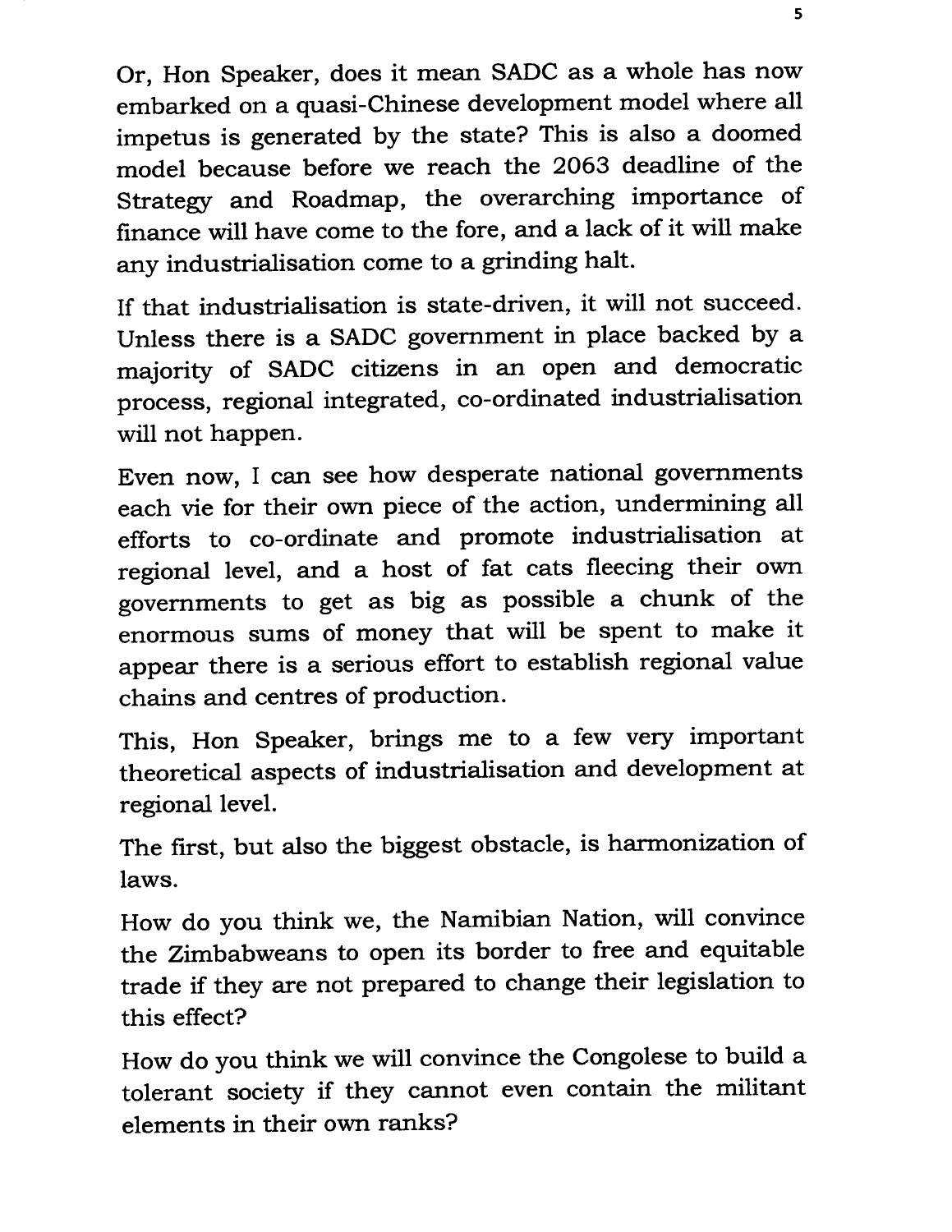Or, Hon Speaker, does it mean SADC as a whole has now embarked on a quasi-Chinese development model where all impetus is generated by the state? This is also a doomed model because before we reach the 2063 deadline of the Strategy and Roadmap, the overarching importance of finance will have come to the fore, and a lack of it will make any industrialisation come to a grinding halt.

If that industrialisation is state-driven, it will not succeed. Unless there is a SADC government in place backed by a majority of SADC citizens in an open and democratic process, regional integrated, co-ordinated industrialisation will not happen.

Even now, I can see how desperate national governments each vie for their own piece of the action, undermining all efforts to co-ordinate and promote industrialisation at regional level, and a host of fat cats fleecing their own governments to get as big as possible a chunk of the enormous sums of money that will be spent to make it appear there is a serious effort to establish regional value chains and centres of production.

This, Hon Speaker, brings me to a few very important theoretical aspects of industrialisation and development at regional level.

The first, but also the biggest obstacle, is harmonization of laws.

How do you think we, the Namibian Nation, will convince the Zimbabweans to open its border to free and equitable trade if they are not prepared to change their legislation to this effect?

How do you think we will convince the Congolese to build a tolerant society if they cannot even contain the militant elements in their own ranks?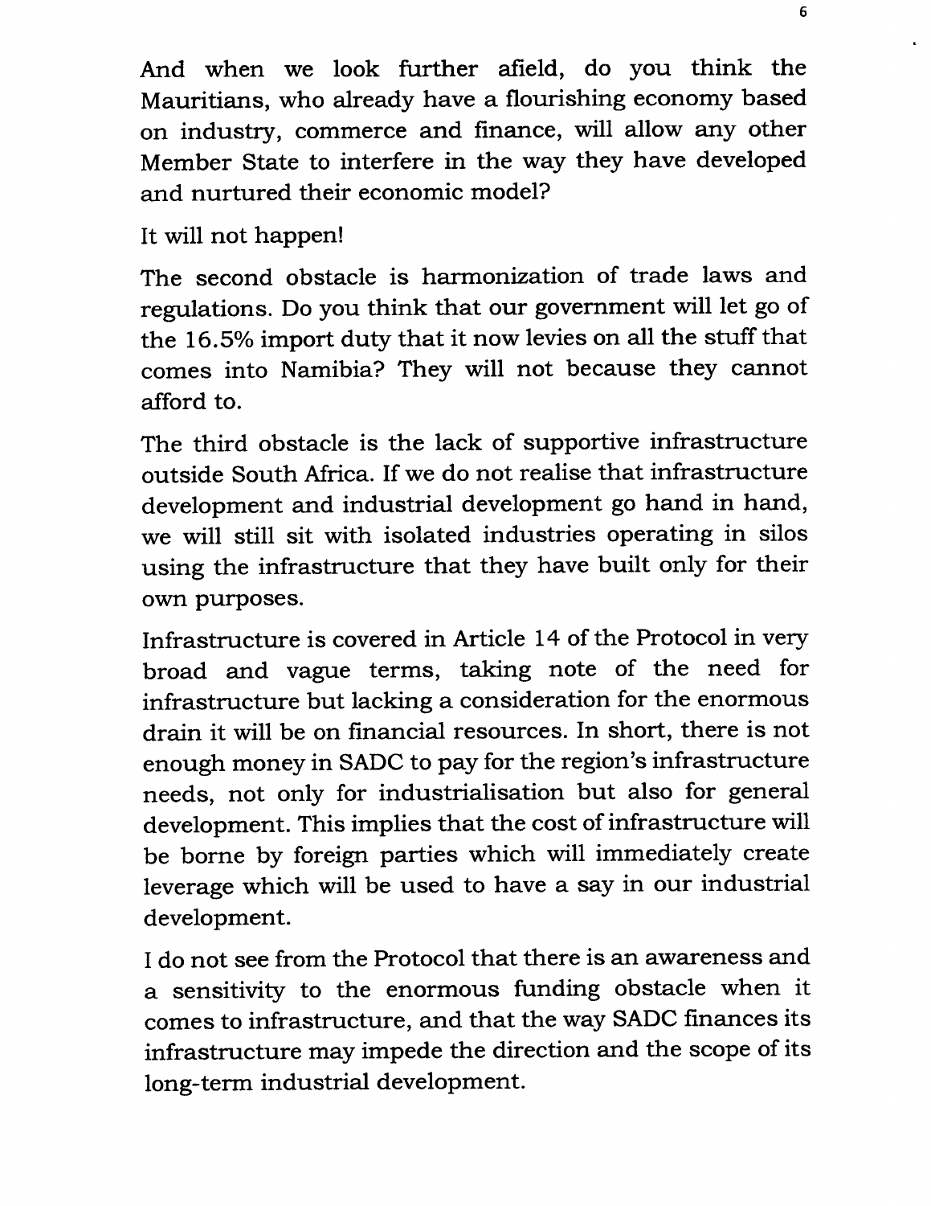And when we look further afield, do you think the Mauritians, who already have a flourishing economy based on industry, commerce and finance, will allow any other Member State to interfere in the way they have developed and nurtured their economic model?

It will not happen!

The second obstacle is harmonization of trade laws and regulations. Do you think that our government will let go of the 16.5% import duty that it now levies on all the stuff that comes into Namibia? They will not because they cannot afford to.

The third obstacle is the lack of supportive infrastructure outside South Africa. If we do not realise that infrastructure development and industrial development go hand in hand, we will still sit with isolated industries operating in silos using the infrastructure that they have built only for their own purposes.

Infrastructure is covered in Article 14 of the Protocol in very broad and vague terms, taking note of the need for infrastructure but lacking a consideration for the enormous drain it will be on financial resources. In short, there is not enough money in SADC to pay for the region's infrastructure needs, not only for industrialisation but also for general development. This implies that the cost of infrastructure will be borne by foreign parties which will immediately create leverage which will be used to have a say in our industrial development.

I do not see from the Protocol that there is an awareness and a sensitivity to the enormous funding obstacle when it comes to infrastructure, and that the way SADC finances its infrastructure may impede the direction and the scope of its long-term industrial development.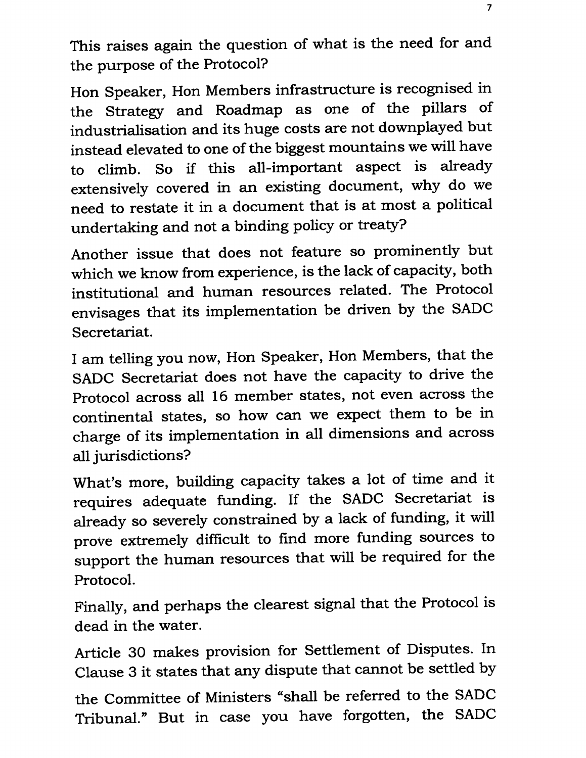This raises again the question of what is the need for and the purpose of the Protocol?

Hon Speaker, Hon Members infrastructure is recognised in the Strategy and Roadmap as one of the pillars of industrialisation and its huge costs are not downplayed but instead elevated to one of the biggest mountains we will have to climb. So if this all-important aspect is already extensively covered in an existing document, why do we need to restate it in a document that is at most a political undertaking and not a binding policy or treaty?

Another issue that does not feature so prominently but which we know from experience, is the lack of capacity, both institutional and human resources related. The Protocol envisages that its implementation be driven by the SADC Secretariat.

I am telling you now, Hon Speaker, Hon Members, that the SADC Secretariat does not have the capacity to drive the Protocol across all 16 member states, not even across the continental states, so how can we expect them to be in charge of its implementation in all dimensions and across all jurisdictions?

What's more, building capacity takes a lot of time and it requires adequate funding. If the SADC Secretariat is already so severely constrained by a lack of funding, it will prove extremely difficult to find more funding sources to support the human resources that will be required for the Protocol.

Finally, and perhaps the clearest signal that the Protocol is dead in the water.

Article 30 makes provision for Settlement of Disputes. In Clause 3 it states that any dispute that cannot be settled by the Committee of Ministers "shall be referred to the SADC Tribunal." But in case you have forgotten, the SADC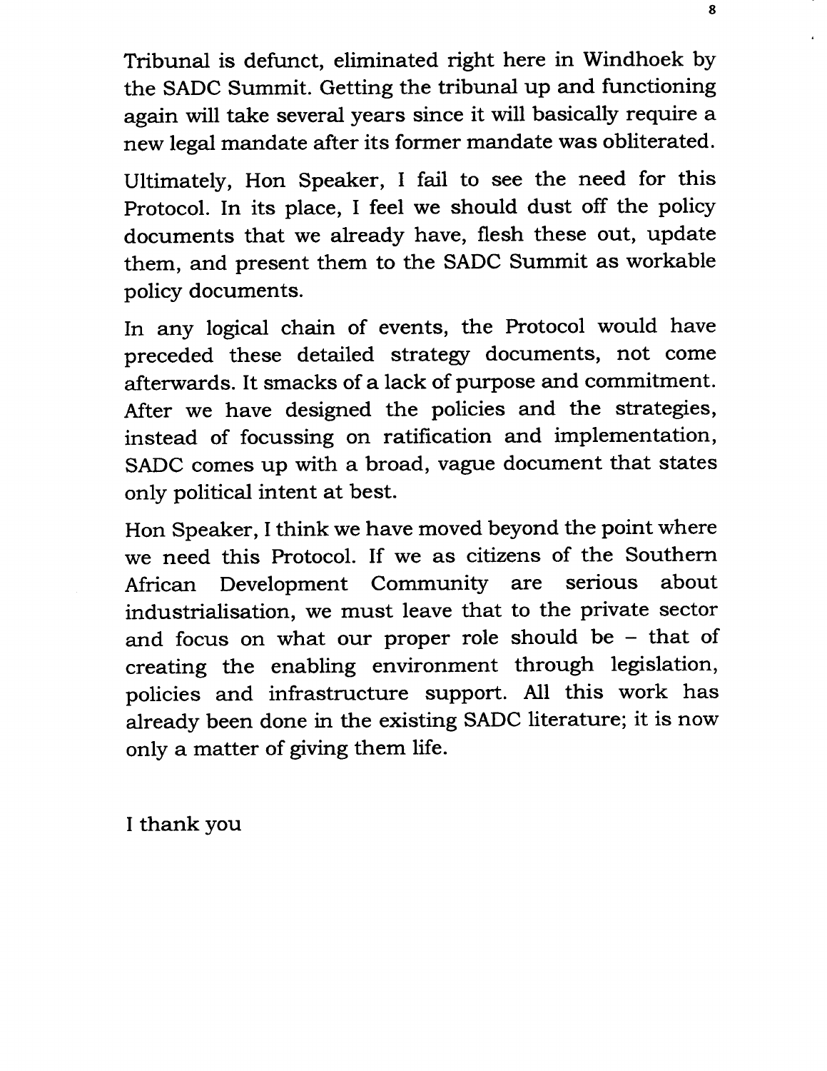Tribunal is defunct, eliminated right here in Windhoek by the SADC Summit. Getting the tribunal up and functioning again will take several years since it will basically require a new legal mandate after its former mandate was obliterated.

Ultimately, Hon Speaker, I fail to see the need for this Protocol. In its place, I feel we should dust off the policy documents that we already have, flesh these out, update them, and present them to the SADC Summit as workable policy documents.

In any logical chain of events, the Protocol would have preceded these detailed strategy documents, not come afterwards. It smacks of a lack of purpose and commitment. After we have designed the policies and the strategies, instead of focussing on ratification and implementation, SADC comes up with a broad, vague document that states only political intent at best.

Hon Speaker, I think we have moved beyond the point where we need this Protocol. If we as citizens of the Southern African Development Community are serious about industrialisation, we must leave that to the private sector and focus on what our proper role should be – that of creating the enabling environment through legislation, policies and infrastructure support. All this work has already been done in the existing SADC literature; it is now only a matter of giving them life.

I thank you